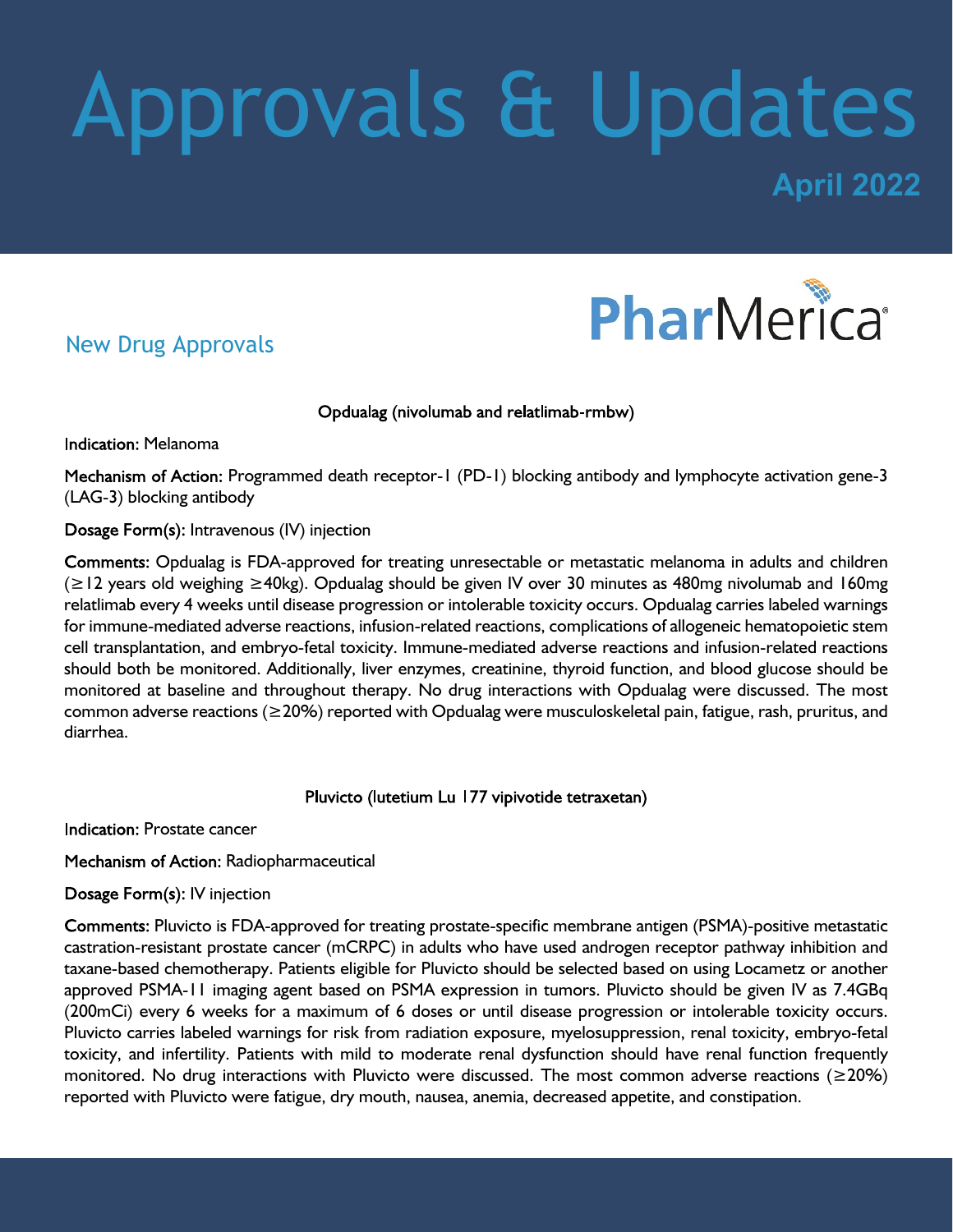# Approvals & Updates

**April 2022**

PharMerica

## New Drug Approvals

### Opdualag (nivolumab and relatlimab-rmbw)

**Indication:** Melanoma

**Mechanism of Action:** Programmed death receptor-1 (PD-1) blocking antibody and lymphocyte activation gene-3 (LAG-3) blocking antibody

**Dosage Form(s):** Intravenous (IV) injection

**Comments:** Opdualag is FDA-approved for treating unresectable or metastatic melanoma in adults and children (≥12 years old weighing ≥40kg). Opdualag should be given IV over 30 minutes as 480mg nivolumab and 160mg relatlimab every 4 weeks until disease progression or intolerable toxicity occurs. Opdualag carries labeled warnings for immune-mediated adverse reactions, infusion-related reactions, complications of allogeneic hematopoietic stem cell transplantation, and embryo-fetal toxicity. Immune-mediated adverse reactions and infusion-related reactions should both be monitored. Additionally, liver enzymes, creatinine, thyroid function, and blood glucose should be monitored at baseline and throughout therapy. No drug interactions with Opdualag were discussed. The most common adverse reactions (≥20%) reported with Opdualag were musculoskeletal pain, fatigue, rash, pruritus, and diarrhea.

### Pluvicto (lutetium Lu 177 vipivotide tetraxetan)

**Indication:** Prostate cancer

**Mechanism of Action:** Radiopharmaceutical

**Dosage Form(s):** IV injection

**Comments:** Pluvicto is FDA-approved for treating prostate-specific membrane antigen (PSMA)-positive metastatic castration-resistant prostate cancer (mCRPC) in adults who have used androgen receptor pathway inhibition and taxane-based chemotherapy. Patients eligible for Pluvicto should be selected based on using Locametz or another approved PSMA-11 imaging agent based on PSMA expression in tumors. Pluvicto should be given IV as 7.4GBq (200mCi) every 6 weeks for a maximum of 6 doses or until disease progression or intolerable toxicity occurs. Pluvicto carries labeled warnings for risk from radiation exposure, myelosuppression, renal toxicity, embryo-fetal toxicity, and infertility. Patients with mild to moderate renal dysfunction should have renal function frequently monitored. No drug interactions with Pluvicto were discussed. The most common adverse reactions (≥20%) reported with Pluvicto were fatigue, dry mouth, nausea, anemia, decreased appetite, and constipation.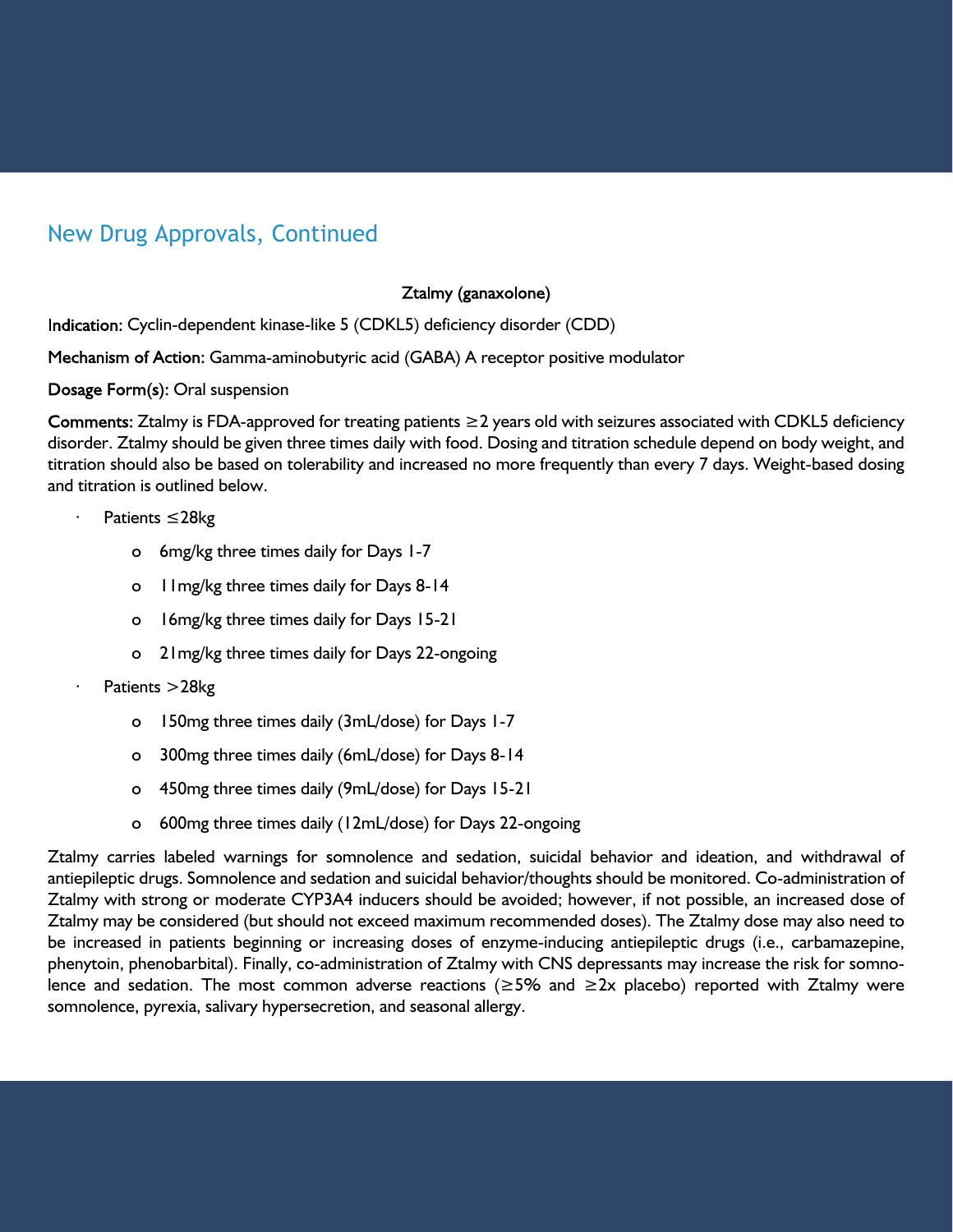## New Drug Approvals, Continued

### Ztalmy (ganaxolone)

**Indication:** Cyclin-dependent kinase-like 5 (CDKL5) deficiency disorder (CDD)

**Mechanism of Action:** Gamma-aminobutyric acid (GABA) A receptor positive modulator

**Dosage Form(s):** Oral suspension

**Comments:** Ztalmy is FDA-approved for treating patients ≥2 years old with seizures associated with CDKL5 deficiency disorder. Ztalmy should be given three times daily with food. Dosing and titration schedule depend on body weight, and titration should also be based on tolerability and increased no more frequently than every 7 days. Weight-based dosing and titration is outlined below.

- Patients ≤28kg
  - 6mg/kg three times daily for Days 1-7
  - 11mg/kg three times daily for Days 8-14
  - 16mg/kg three times daily for Days 15-21
  - 21mg/kg three times daily for Days 22-ongoing
- Patients >28kg
  - 150mg three times daily (3mL/dose) for Days 1-7
  - 300mg three times daily (6mL/dose) for Days 8-14
  - 450mg three times daily (9mL/dose) for Days 15-21
  - 600mg three times daily (12mL/dose) for Days 22-ongoing

Ztalmy carries labeled warnings for somnolence and sedation, suicidal behavior and ideation, and withdrawal of antiepileptic drugs. Somnolence and sedation and suicidal behavior/thoughts should be monitored. Co-administration of Ztalmy with strong or moderate CYP3A4 inducers should be avoided; however, if not possible, an increased dose of Ztalmy may be considered (but should not exceed maximum recommended doses). The Ztalmy dose may also need to be increased in patients beginning or increasing doses of enzyme-inducing antiepileptic drugs (i.e., carbamazepine, phenytoin, phenobarbital). Finally, co-administration of Ztalmy with CNS depressants may increase the risk for somnolence and sedation. The most common adverse reactions (≥5% and ≥2x placebo) reported with Ztalmy were somnolence, pyrexia, salivary hypersecretion, and seasonal allergy.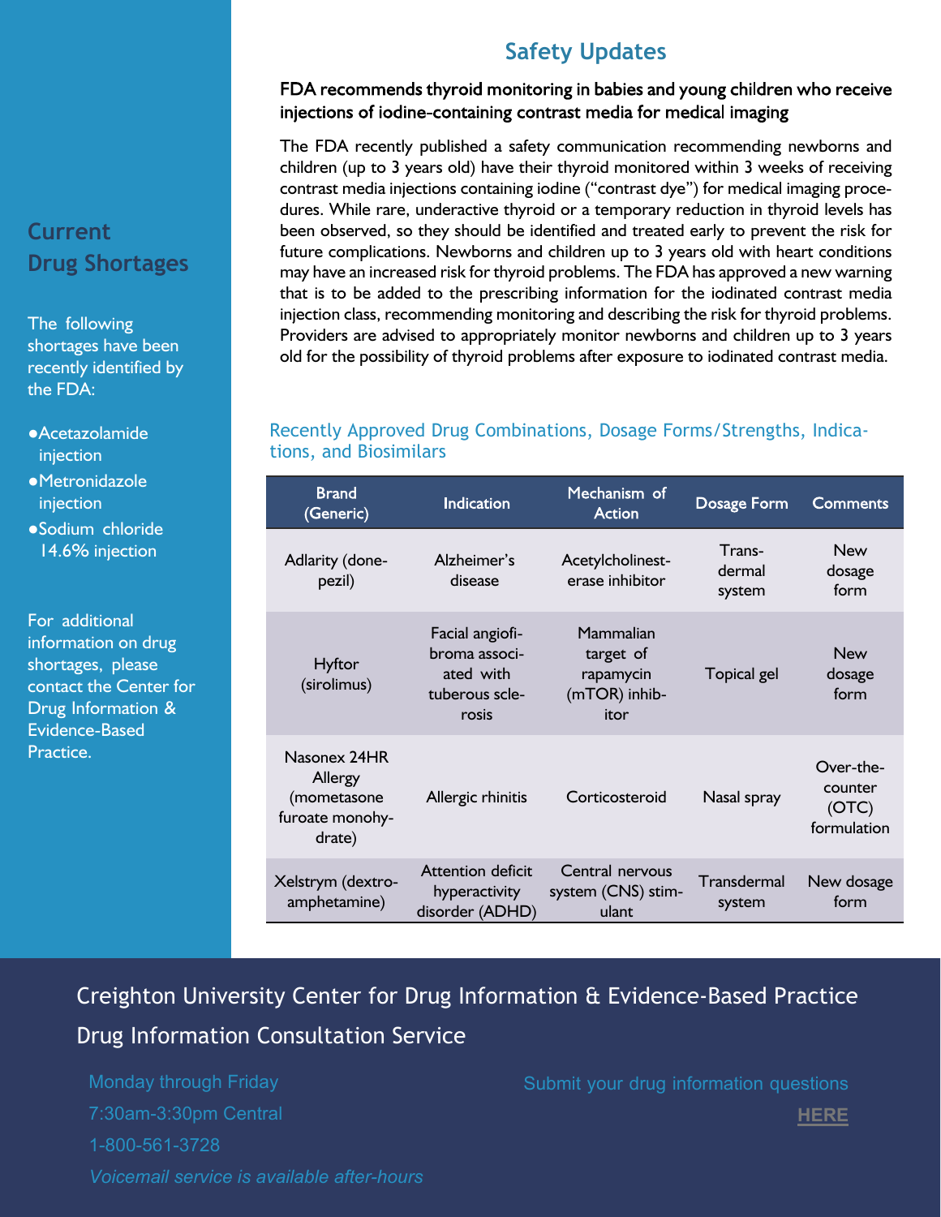## Safety Updates

**FDA recommends thyroid monitoring in babies and young children who receive injections of iodine-containing contrast media for medical imaging**

The FDA recently published a safety communication recommending newborns and children (up to 3 years old) have their thyroid monitored within 3 weeks of receiving contrast media injections containing iodine ("contrast dye") for medical imaging procedures. While rare, underactive thyroid or a temporary reduction in thyroid levels has been observed, so they should be identified and treated early to prevent the risk for future complications. Newborns and children up to 3 years old with heart conditions may have an increased risk for thyroid problems. The FDA has approved a new warning that is to be added to the prescribing information for the iodinated contrast media injection class, recommending monitoring and describing the risk for thyroid problems. Providers are advised to appropriately monitor newborns and children up to 3 years old for the possibility of thyroid problems after exposure to iodinated contrast media.

### Recently Approved Drug Combinations, Dosage Forms/Strengths, Indications, and Biosimilars

| Brand (Generic) | Indication | Mechanism of Action | Dosage Form | Comments |
|---|---|---|---|---|
| Adlarity (donepezil) | Alzheimer's disease | Acetylcholinesterase inhibitor | Transdermal system | New dosage form |
| Hyftor (sirolimus) | Facial angiofibroma associated with tuberous sclerosis | Mammalian target of rapamycin (mTOR) inhibitor | Topical gel | New dosage form |
| Nasonex 24HR Allergy (mometasone furoate monohydrate) | Allergic rhinitis | Corticosteroid | Nasal spray | Over-the-counter (OTC) formulation |
| Xelstrym (dextroamphetamine) | Attention deficit hyperactivity disorder (ADHD) | Central nervous system (CNS) stimulant | Transdermal system | New dosage form |

## Current Drug Shortages

The following shortages have been recently identified by the FDA:

- Acetazolamide injection
- Metronidazole injection
- Sodium chloride 14.6% injection

For additional information on drug shortages, please contact the Center for Drug Information & Evidence-Based Practice.

## Creighton University Center for Drug Information & Evidence-Based Practice

## Drug Information Consultation Service

Monday through Friday

7:30am-3:30pm Central

1-800-561-3728

*Voicemail service is available after-hours*

Submit your drug information questions

**HERE**